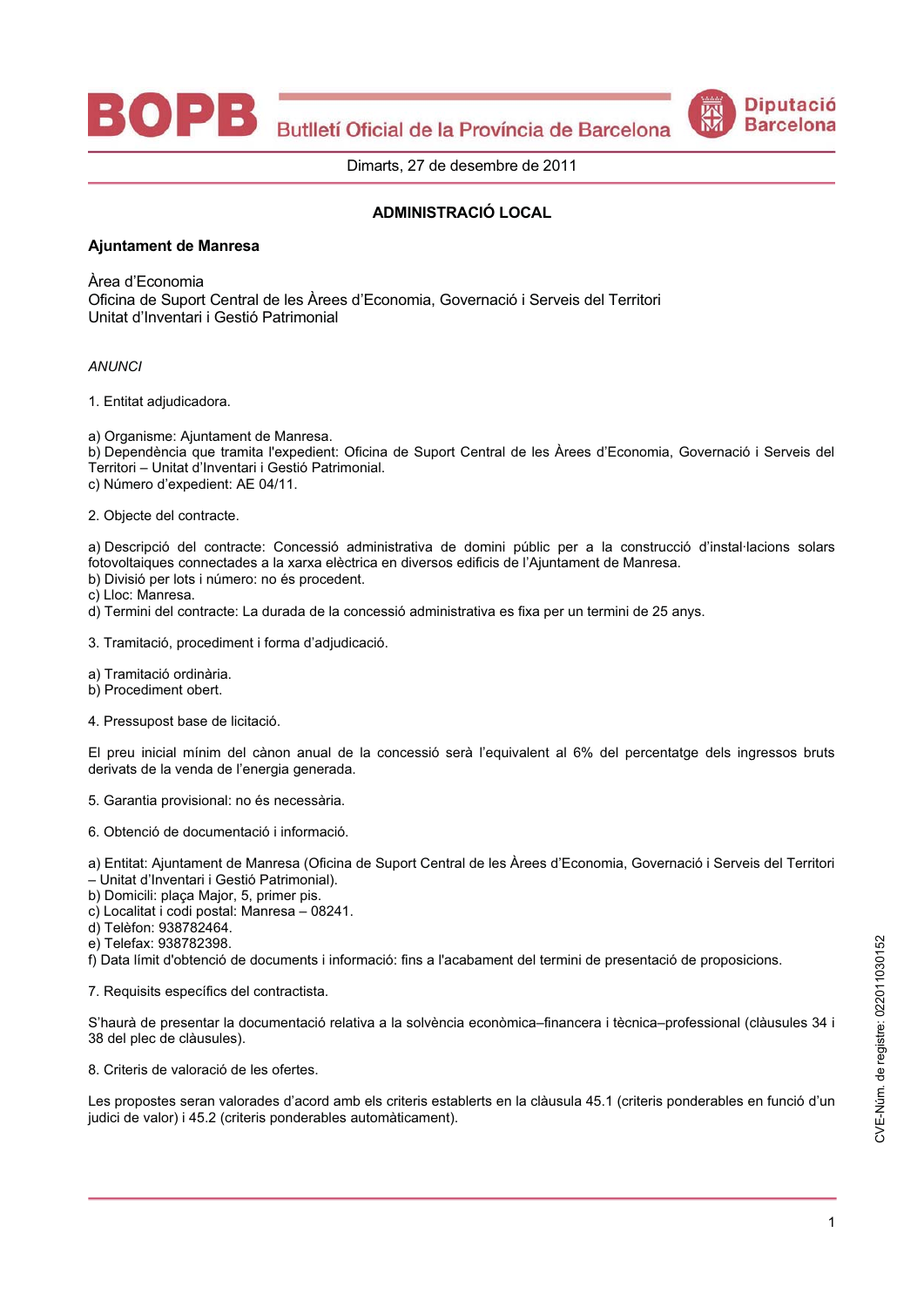Dimarts, 27 de desembre de 2011

## ADMINISTRACIÓ LOCAL

### Ajuntament de Manresa

Àrea d'Economia
Oficina de Suport Central de les Àrees d'Economia, Governació i Serveis del Territori
Unitat d'Inventari i Gestió Patrimonial

*ANUNCI*

1. Entitat adjudicadora.

a) Organisme: Ajuntament de Manresa.
b) Dependència que tramita l'expedient: Oficina de Suport Central de les Àrees d'Economia, Governació i Serveis del Territori – Unitat d'Inventari i Gestió Patrimonial.
c) Número d'expedient: AE 04/11.

2. Objecte del contracte.

a) Descripció del contracte: Concessió administrativa de domini públic per a la construcció d'instal·lacions solars fotovoltaiques connectades a la xarxa elèctrica en diversos edificis de l'Ajuntament de Manresa.
b) Divisió per lots i número: no és procedent.
c) Lloc: Manresa.
d) Termini del contracte: La durada de la concessió administrativa es fixa per un termini de 25 anys.

3. Tramitació, procediment i forma d'adjudicació.

a) Tramitació ordinària.
b) Procediment obert.

4. Pressupost base de licitació.

El preu inicial mínim del cànon anual de la concessió serà l'equivalent al 6% del percentatge dels ingressos bruts derivats de la venda de l'energia generada.

5. Garantia provisional: no és necessària.

6. Obtenció de documentació i informació.

a) Entitat: Ajuntament de Manresa (Oficina de Suport Central de les Àrees d'Economia, Governació i Serveis del Territori – Unitat d'Inventari i Gestió Patrimonial).
b) Domicili: plaça Major, 5, primer pis.
c) Localitat i codi postal: Manresa – 08241.
d) Telèfon: 938782464.
e) Telefax: 938782398.
f) Data límit d'obtenció de documents i informació: fins a l'acabament del termini de presentació de proposicions.

7. Requisits específics del contractista.

S'haurà de presentar la documentació relativa a la solvència econòmica–financera i tècnica–professional (clàusules 34 i 38 del plec de clàusules).

8. Criteris de valoració de les ofertes.

Les propostes seran valorades d'acord amb els criteris establerts en la clàusula 45.1 (criteris ponderables en funció d'un judici de valor) i 45.2 (criteris ponderables automàticament).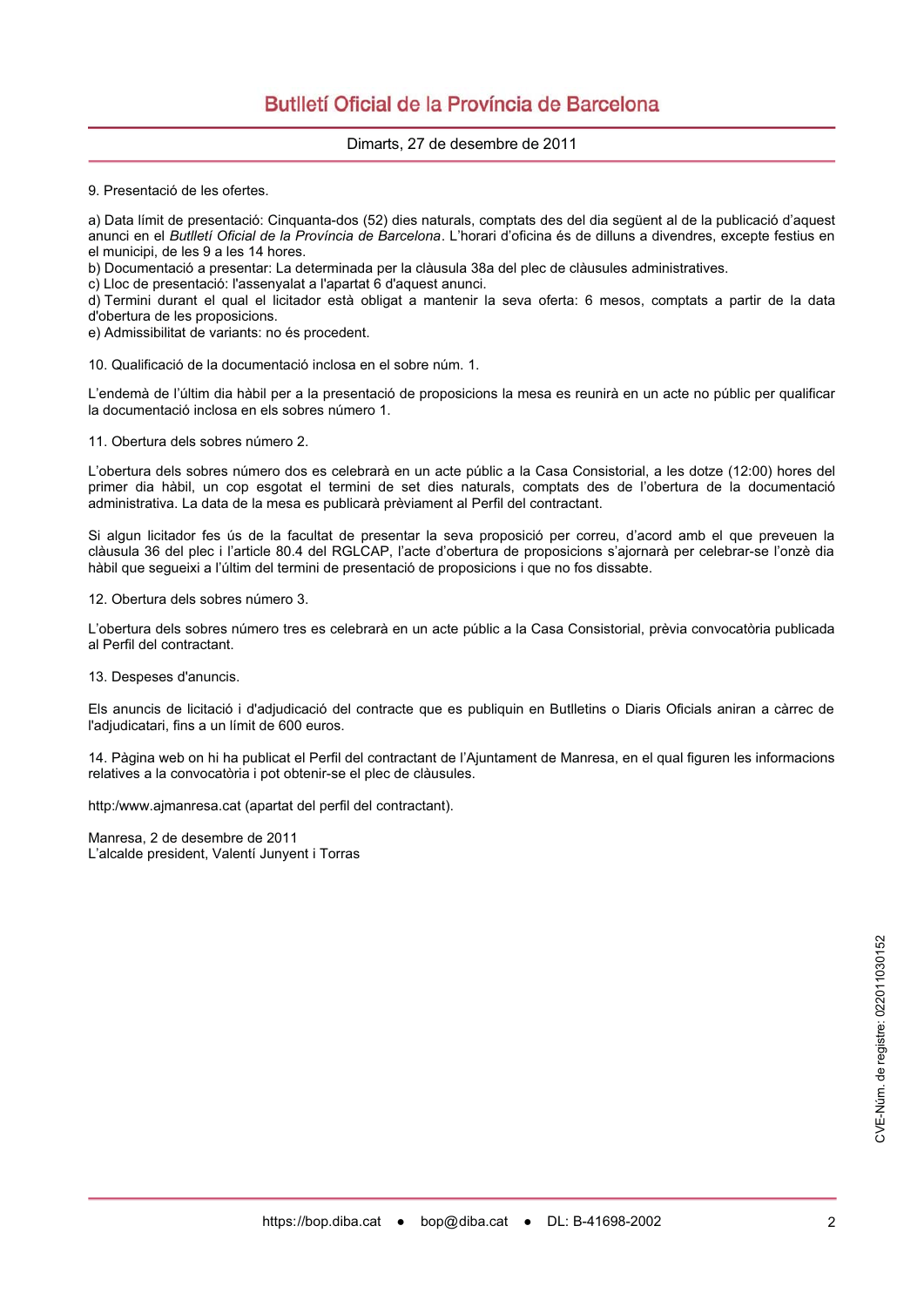9. Presentació de les ofertes.

a) Data límit de presentació: Cinquanta-dos (52) dies naturals, comptats des del dia següent al de la publicació d'aquest anunci en el *Butlletí Oficial de la Província de Barcelona*. L'horari d'oficina és de dilluns a divendres, excepte festius en el municipi, de les 9 a les 14 hores.
b) Documentació a presentar: La determinada per la clàusula 38a del plec de clàusules administratives.
c) Lloc de presentació: l'assenyalat a l'apartat 6 d'aquest anunci.
d) Termini durant el qual el licitador està obligat a mantenir la seva oferta: 6 mesos, comptats a partir de la data d'obertura de les proposicions.
e) Admissibilitat de variants: no és procedent.

10. Qualificació de la documentació inclosa en el sobre núm. 1.

L'endemà de l'últim dia hàbil per a la presentació de proposicions la mesa es reunirà en un acte no públic per qualificar la documentació inclosa en els sobres número 1.

11. Obertura dels sobres número 2.

L'obertura dels sobres número dos es celebrarà en un acte públic a la Casa Consistorial, a les dotze (12:00) hores del primer dia hàbil, un cop esgotat el termini de set dies naturals, comptats des de l'obertura de la documentació administrativa. La data de la mesa es publicarà prèviament al Perfil del contractant.

Si algun licitador fes ús de la facultat de presentar la seva proposició per correu, d'acord amb el que preveuen la clàusula 36 del plec i l'article 80.4 del RGLCAP, l'acte d'obertura de proposicions s'ajornarà per celebrar-se l'onzè dia hàbil que segueixi a l'últim del termini de presentació de proposicions i que no fos dissabte.

12. Obertura dels sobres número 3.

L'obertura dels sobres número tres es celebrarà en un acte públic a la Casa Consistorial, prèvia convocatòria publicada al Perfil del contractant.

13. Despeses d'anuncis.

Els anuncis de licitació i d'adjudicació del contracte que es publiquin en Butlletins o Diaris Oficials aniran a càrrec de l'adjudicatari, fins a un límit de 600 euros.

14. Pàgina web on hi ha publicat el Perfil del contractant de l'Ajuntament de Manresa, en el qual figuren les informacions relatives a la convocatòria i pot obtenir-se el plec de clàusules.

http:/www.ajmanresa.cat (apartat del perfil del contractant).

Manresa, 2 de desembre de 2011
L'alcalde president, Valentí Junyent i Torras